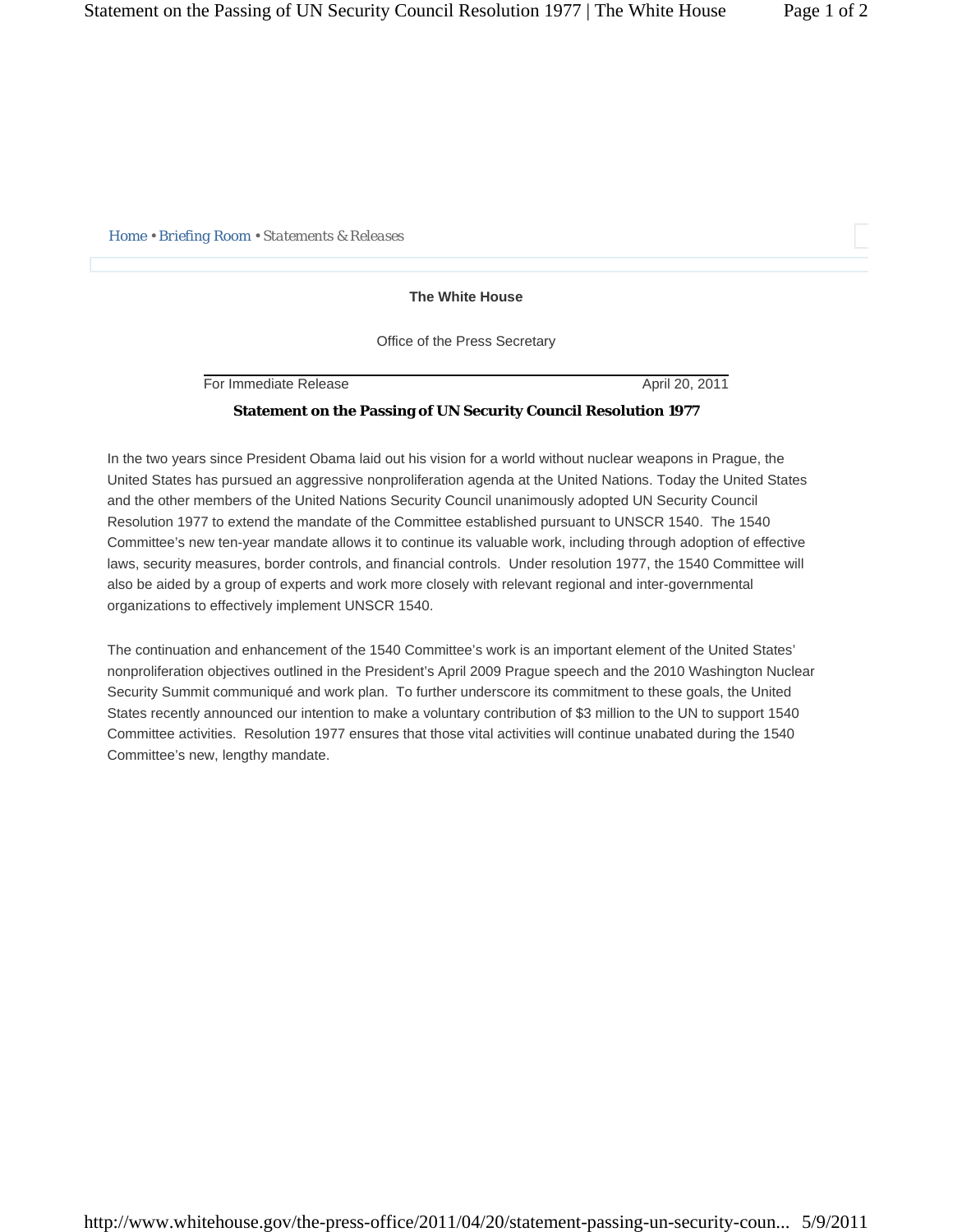Home • Briefing Room • *Statements & Releases*

**The White House**

Office of the Press Secretary

For Immediate Release April 20, 2011

## Statement on the Passing of UN Security Council Resolution 1977

In the two years since President Obama laid out his vision for a world without nuclear weapons in Prague, the United States has pursued an aggressive nonproliferation agenda at the United Nations. Today the United States and the other members of the United Nations Security Council unanimously adopted UN Security Council Resolution 1977 to extend the mandate of the Committee established pursuant to UNSCR 1540. The 1540 Committee's new ten-year mandate allows it to continue its valuable work, including through adoption of effective laws, security measures, border controls, and financial controls. Under resolution 1977, the 1540 Committee will also be aided by a group of experts and work more closely with relevant regional and inter-governmental organizations to effectively implement UNSCR 1540.

The continuation and enhancement of the 1540 Committee's work is an important element of the United States' nonproliferation objectives outlined in the President's April 2009 Prague speech and the 2010 Washington Nuclear Security Summit communiqué and work plan. To further underscore its commitment to these goals, the United States recently announced our intention to make a voluntary contribution of $3 million to the UN to support 1540 Committee activities. Resolution 1977 ensures that those vital activities will continue unabated during the 1540 Committee's new, lengthy mandate.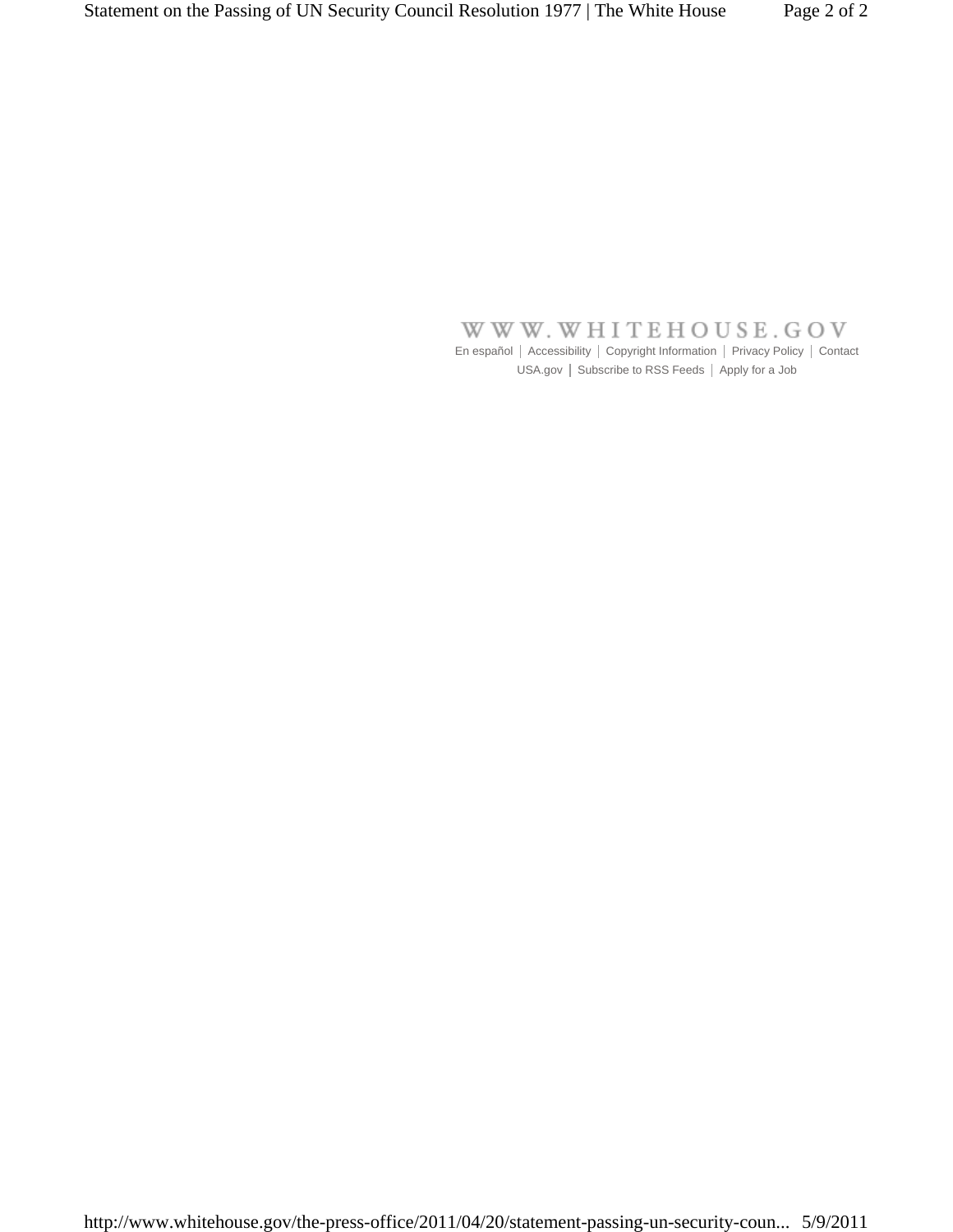WWW.WHITEHOUSE.GOV

En español | Accessibility | Copyright Information | Privacy Policy | Contact

USA.gov | Subscribe to RSS Feeds | Apply for a Job